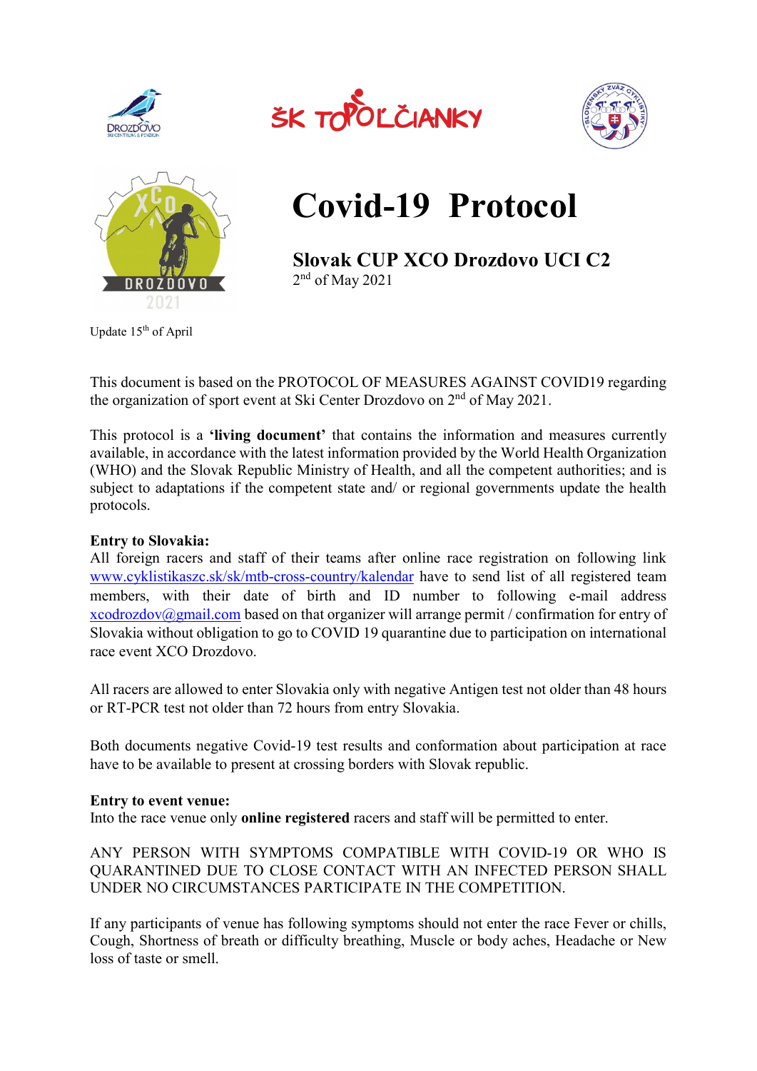# Covid-19 Protocol

## Slovak CUP XCO Drozdovo UCI C2

2nd of May 2021

Update 15th of April

This document is based on the PROTOCOL OF MEASURES AGAINST COVID19 regarding the organization of sport event at Ski Center Drozdovo on 2nd of May 2021.

This protocol is a **'living document'** that contains the information and measures currently available, in accordance with the latest information provided by the World Health Organization (WHO) and the Slovak Republic Ministry of Health, and all the competent authorities; and is subject to adaptations if the competent state and/ or regional governments update the health protocols.

**Entry to Slovakia:**

All foreign racers and staff of their teams after online race registration on following link www.cyklistikaszc.sk/sk/mtb-cross-country/kalendar have to send list of all registered team members, with their date of birth and ID number to following e-mail address xcodrozdov@gmail.com based on that organizer will arrange permit / confirmation for entry of Slovakia without obligation to go to COVID 19 quarantine due to participation on international race event XCO Drozdovo.

All racers are allowed to enter Slovakia only with negative Antigen test not older than 48 hours or RT-PCR test not older than 72 hours from entry Slovakia.

Both documents negative Covid-19 test results and conformation about participation at race have to be available to present at crossing borders with Slovak republic.

**Entry to event venue:**

Into the race venue only **online registered** racers and staff will be permitted to enter.

ANY PERSON WITH SYMPTOMS COMPATIBLE WITH COVID-19 OR WHO IS QUARANTINED DUE TO CLOSE CONTACT WITH AN INFECTED PERSON SHALL UNDER NO CIRCUMSTANCES PARTICIPATE IN THE COMPETITION.

If any participants of venue has following symptoms should not enter the race Fever or chills, Cough, Shortness of breath or difficulty breathing, Muscle or body aches, Headache or New loss of taste or smell.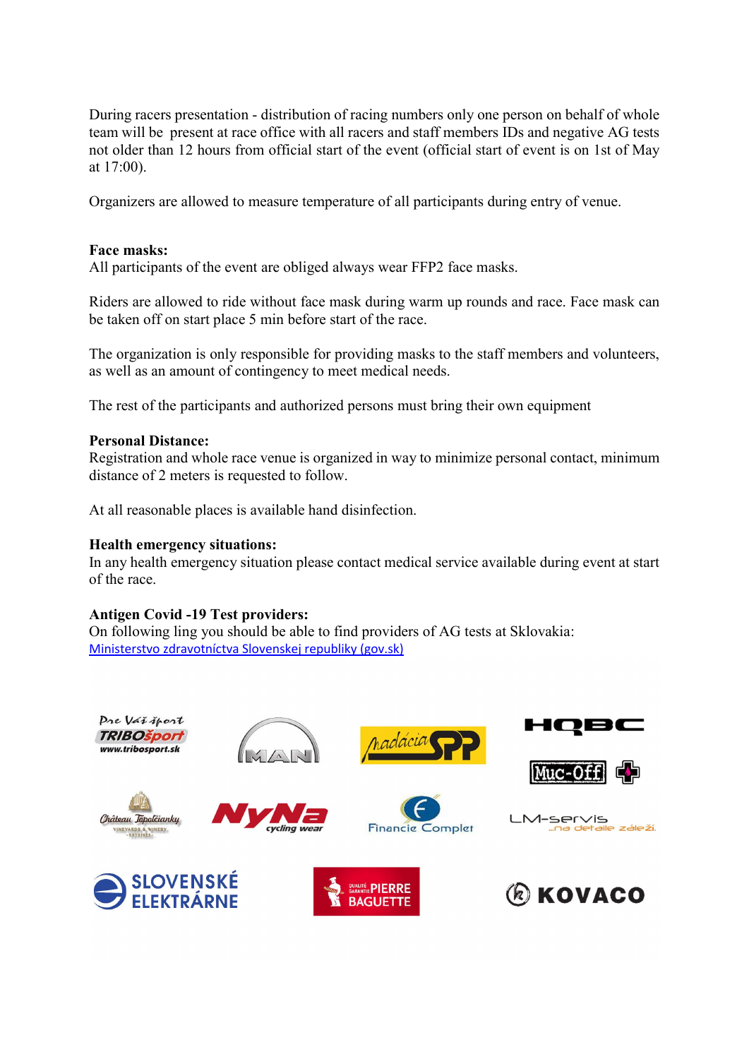During racers presentation - distribution of racing numbers only one person on behalf of whole team will be present at race office with all racers and staff members IDs and negative AG tests not older than 12 hours from official start of the event (official start of event is on 1st of May at 17:00).

Organizers are allowed to measure temperature of all participants during entry of venue.

**Face masks:**
All participants of the event are obliged always wear FFP2 face masks.

Riders are allowed to ride without face mask during warm up rounds and race. Face mask can be taken off on start place 5 min before start of the race.

The organization is only responsible for providing masks to the staff members and volunteers, as well as an amount of contingency to meet medical needs.

The rest of the participants and authorized persons must bring their own equipment

**Personal Distance:**
Registration and whole race venue is organized in way to minimize personal contact, minimum distance of 2 meters is requested to follow.

At all reasonable places is available hand disinfection.

**Health emergency situations:**
In any health emergency situation please contact medical service available during event at start of the race.

**Antigen Covid -19 Test providers:**
On following ling you should be able to find providers of AG tests at Sklovakia:
[Ministerstvo zdravotníctva Slovenskej republiky (gov.sk)]()

Pre Váš šport TRIBOšport www.tribosport.sk

MAN

nadácia SPP

HQBC

Muc-Off

Château Topoľčianky VINEYARDS & WINERY

NyNa cycling wear

Financie Complet

LM-servis ...na detaile záleží.

SLOVENSKÉ ELEKTRÁRNE

QUALITÉ GARANTIE PIERRE BAGUETTE

KOVACO